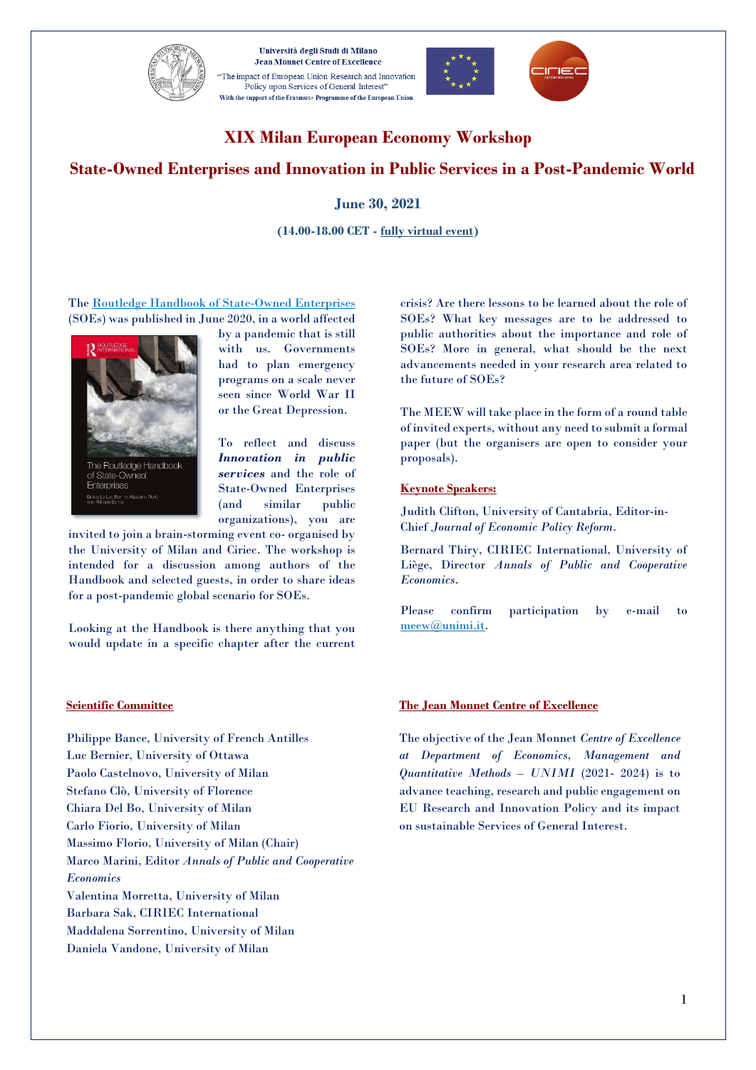Università degli Studi di Milano
Jean Monnet Centre of Excellence
"The impact of European Union Research and Innovation Policy upon Services of General Interest"
With the support of the Erasmus+ Programme of the European Union

# XIX Milan European Economy Workshop

## State-Owned Enterprises and Innovation in Public Services in a Post-Pandemic World

**June 30, 2021**

**(14.00-18.00 CET - fully virtual event)**

The Routledge Handbook of State-Owned Enterprises (SOEs) was published in June 2020, in a world affected by a pandemic that is still with us. Governments had to plan emergency programs on a scale never seen since World War II or the Great Depression.

To reflect and discuss ***Innovation in public services*** and the role of State-Owned Enterprises (and similar public organizations), you are invited to join a brain-storming event co- organised by the University of Milan and Ciriec. The workshop is intended for a discussion among authors of the Handbook and selected guests, in order to share ideas for a post-pandemic global scenario for SOEs.

Looking at the Handbook is there anything that you would update in a specific chapter after the current crisis? Are there lessons to be learned about the role of SOEs? What key messages are to be addressed to public authorities about the importance and role of SOEs? More in general, what should be the next advancements needed in your research area related to the future of SOEs?

The MEEW will take place in the form of a round table of invited experts, without any need to submit a formal paper (but the organisers are open to consider your proposals).

**Keynote Speakers:**

Judith Clifton, University of Cantabria, Editor-in-Chief *Journal of Economic Policy Reform*.

Bernard Thiry, CIRIEC International, University of Liège, Director *Annals of Public and Cooperative Economics*.

Please confirm participation by e-mail to meew@unimi.it.

**Scientific Committee**

Philippe Bance, University of French Antilles
Luc Bernier, University of Ottawa
Paolo Castelnovo, University of Milan
Stefano Clò, University of Florence
Chiara Del Bo, University of Milan
Carlo Fiorio, University of Milan
Massimo Florio, University of Milan (Chair)
Marco Marini, Editor *Annals of Public and Cooperative Economics*
Valentina Morretta, University of Milan
Barbara Sak, CIRIEC International
Maddalena Sorrentino, University of Milan
Daniela Vandone, University of Milan

**The Jean Monnet Centre of Excellence**

The objective of the Jean Monnet *Centre of Excellence at Department of Economics, Management and Quantitative Methods – UNIMI* (2021- 2024) is to advance teaching, research and public engagement on EU Research and Innovation Policy and its impact on sustainable Services of General Interest.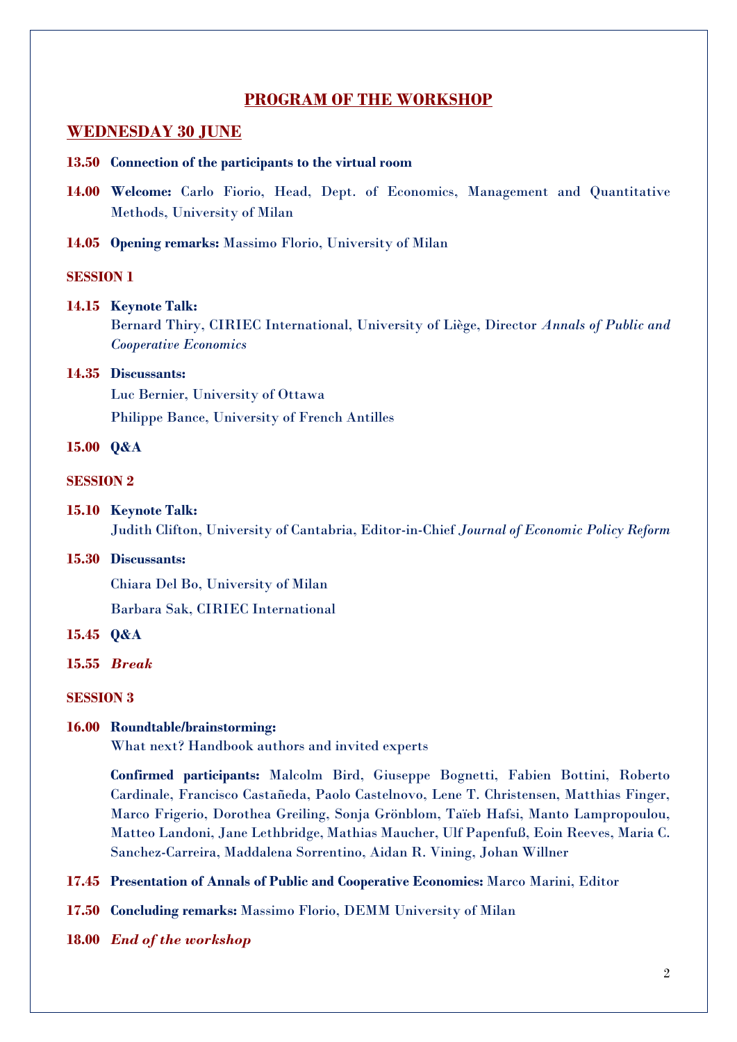# PROGRAM OF THE WORKSHOP

## WEDNESDAY 30 JUNE

**13.50 Connection of the participants to the virtual room**

**14.00 Welcome:** Carlo Fiorio, Head, Dept. of Economics, Management and Quantitative Methods, University of Milan

**14.05 Opening remarks:** Massimo Florio, University of Milan

### SESSION 1

**14.15 Keynote Talk:**
Bernard Thiry, CIRIEC International, University of Liège, Director *Annals of Public and Cooperative Economics*

**14.35 Discussants:**
Luc Bernier, University of Ottawa
Philippe Bance, University of French Antilles

**15.00 Q&A**

### SESSION 2

**15.10 Keynote Talk:**
Judith Clifton, University of Cantabria, Editor-in-Chief *Journal of Economic Policy Reform*

**15.30 Discussants:**
Chiara Del Bo, University of Milan
Barbara Sak, CIRIEC International

**15.45 Q&A**

**15.55** ***Break***

### SESSION 3

**16.00 Roundtable/brainstorming:**
What next? Handbook authors and invited experts

**Confirmed participants:** Malcolm Bird, Giuseppe Bognetti, Fabien Bottini, Roberto Cardinale, Francisco Castañeda, Paolo Castelnovo, Lene T. Christensen, Matthias Finger, Marco Frigerio, Dorothea Greiling, Sonja Grönblom, Taïeb Hafsi, Manto Lampropoulou, Matteo Landoni, Jane Lethbridge, Mathias Maucher, Ulf Papenfuß, Eoin Reeves, Maria C. Sanchez-Carreira, Maddalena Sorrentino, Aidan R. Vining, Johan Willner

**17.45 Presentation of Annals of Public and Cooperative Economics:** Marco Marini, Editor

**17.50 Concluding remarks:** Massimo Florio, DEMM University of Milan

**18.00** ***End of the workshop***